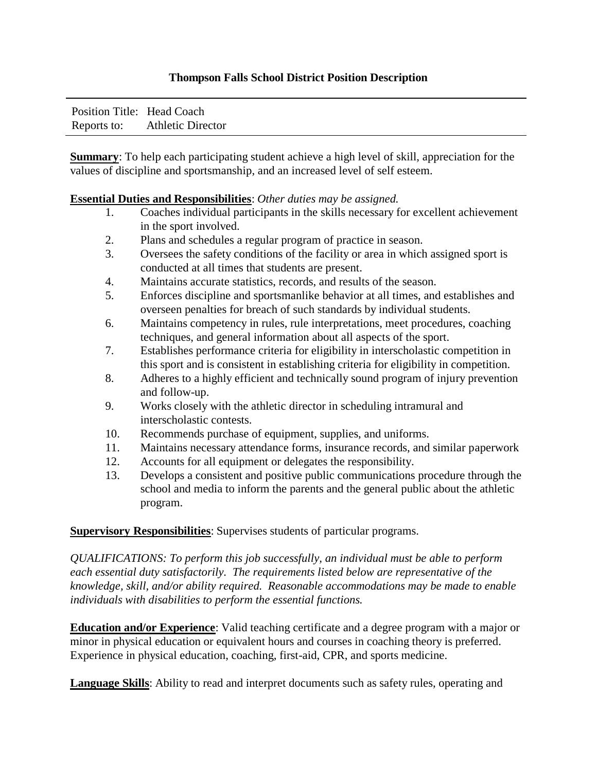**Thompson Falls School District Position Description**

---

Position Title: Head Coach
Reports to: Athletic Director

---

**Summary**: To help each participating student achieve a high level of skill, appreciation for the values of discipline and sportsmanship, and an increased level of self esteem.

**Essential Duties and Responsibilities**: *Other duties may be assigned.*

1. Coaches individual participants in the skills necessary for excellent achievement in the sport involved.
2. Plans and schedules a regular program of practice in season.
3. Oversees the safety conditions of the facility or area in which assigned sport is conducted at all times that students are present.
4. Maintains accurate statistics, records, and results of the season.
5. Enforces discipline and sportsmanlike behavior at all times, and establishes and overseen penalties for breach of such standards by individual students.
6. Maintains competency in rules, rule interpretations, meet procedures, coaching techniques, and general information about all aspects of the sport.
7. Establishes performance criteria for eligibility in interscholastic competition in this sport and is consistent in establishing criteria for eligibility in competition.
8. Adheres to a highly efficient and technically sound program of injury prevention and follow-up.
9. Works closely with the athletic director in scheduling intramural and interscholastic contests.
10. Recommends purchase of equipment, supplies, and uniforms.
11. Maintains necessary attendance forms, insurance records, and similar paperwork
12. Accounts for all equipment or delegates the responsibility.
13. Develops a consistent and positive public communications procedure through the school and media to inform the parents and the general public about the athletic program.

**Supervisory Responsibilities**: Supervises students of particular programs.

*QUALIFICATIONS: To perform this job successfully, an individual must be able to perform each essential duty satisfactorily. The requirements listed below are representative of the knowledge, skill, and/or ability required. Reasonable accommodations may be made to enable individuals with disabilities to perform the essential functions.*

**Education and/or Experience**: Valid teaching certificate and a degree program with a major or minor in physical education or equivalent hours and courses in coaching theory is preferred. Experience in physical education, coaching, first-aid, CPR, and sports medicine.

**Language Skills**: Ability to read and interpret documents such as safety rules, operating and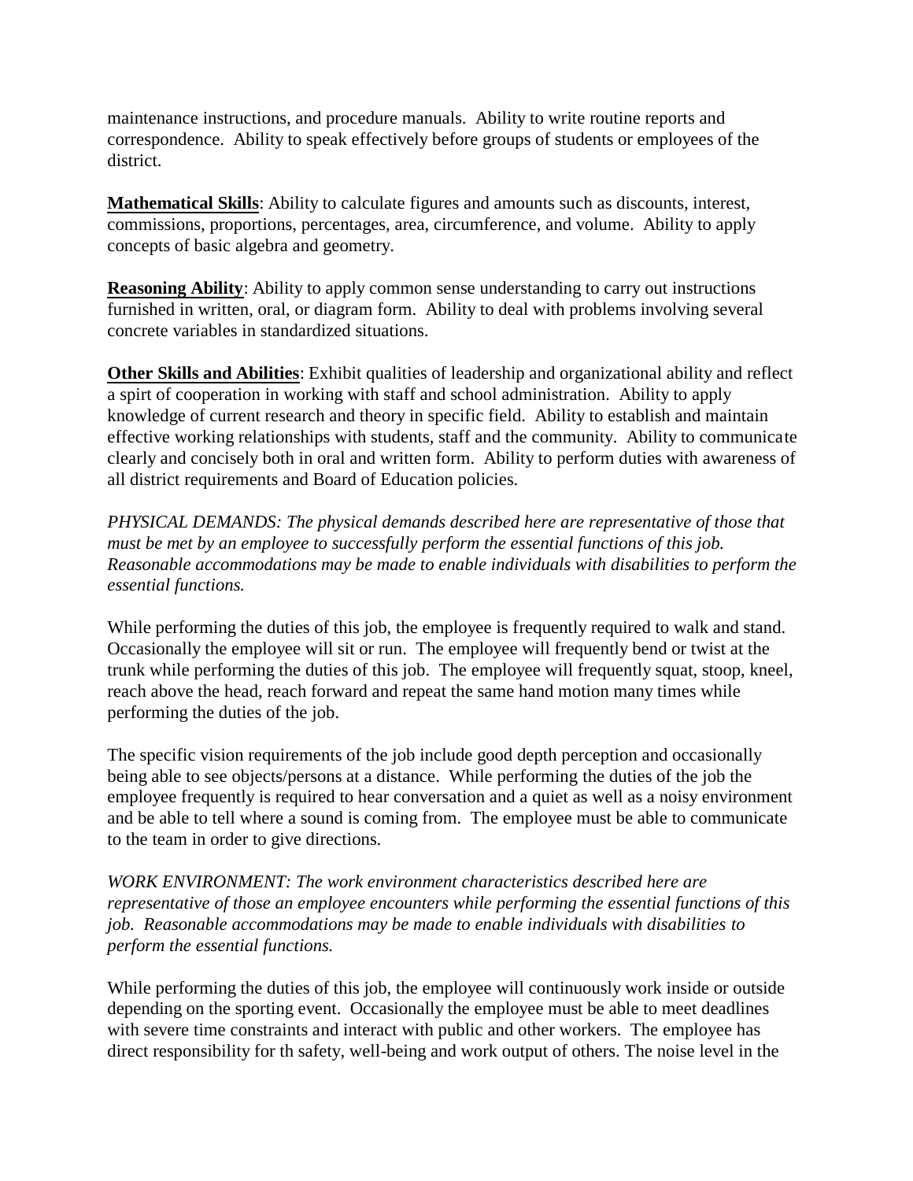maintenance instructions, and procedure manuals. Ability to write routine reports and correspondence. Ability to speak effectively before groups of students or employees of the district.

**Mathematical Skills**: Ability to calculate figures and amounts such as discounts, interest, commissions, proportions, percentages, area, circumference, and volume. Ability to apply concepts of basic algebra and geometry.

**Reasoning Ability**: Ability to apply common sense understanding to carry out instructions furnished in written, oral, or diagram form. Ability to deal with problems involving several concrete variables in standardized situations.

**Other Skills and Abilities**: Exhibit qualities of leadership and organizational ability and reflect a spirt of cooperation in working with staff and school administration. Ability to apply knowledge of current research and theory in specific field. Ability to establish and maintain effective working relationships with students, staff and the community. Ability to communicate clearly and concisely both in oral and written form. Ability to perform duties with awareness of all district requirements and Board of Education policies.

*PHYSICAL DEMANDS: The physical demands described here are representative of those that must be met by an employee to successfully perform the essential functions of this job. Reasonable accommodations may be made to enable individuals with disabilities to perform the essential functions.*

While performing the duties of this job, the employee is frequently required to walk and stand. Occasionally the employee will sit or run. The employee will frequently bend or twist at the trunk while performing the duties of this job. The employee will frequently squat, stoop, kneel, reach above the head, reach forward and repeat the same hand motion many times while performing the duties of the job.

The specific vision requirements of the job include good depth perception and occasionally being able to see objects/persons at a distance. While performing the duties of the job the employee frequently is required to hear conversation and a quiet as well as a noisy environment and be able to tell where a sound is coming from. The employee must be able to communicate to the team in order to give directions.

*WORK ENVIRONMENT: The work environment characteristics described here are representative of those an employee encounters while performing the essential functions of this job. Reasonable accommodations may be made to enable individuals with disabilities to perform the essential functions.*

While performing the duties of this job, the employee will continuously work inside or outside depending on the sporting event. Occasionally the employee must be able to meet deadlines with severe time constraints and interact with public and other workers. The employee has direct responsibility for th safety, well-being and work output of others. The noise level in the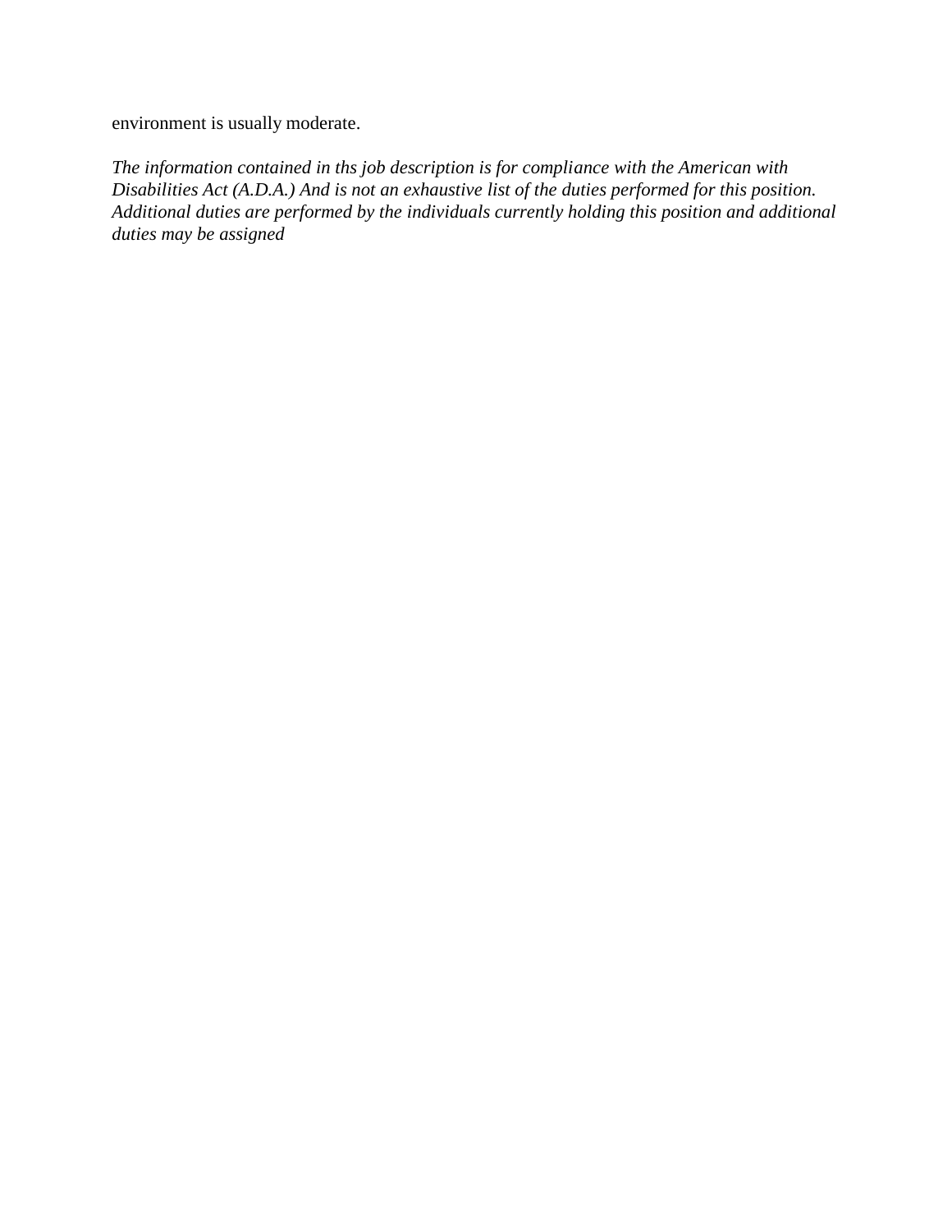environment is usually moderate.

*The information contained in ths job description is for compliance with the American with Disabilities Act (A.D.A.) And is not an exhaustive list of the duties performed for this position. Additional duties are performed by the individuals currently holding this position and additional duties may be assigned*